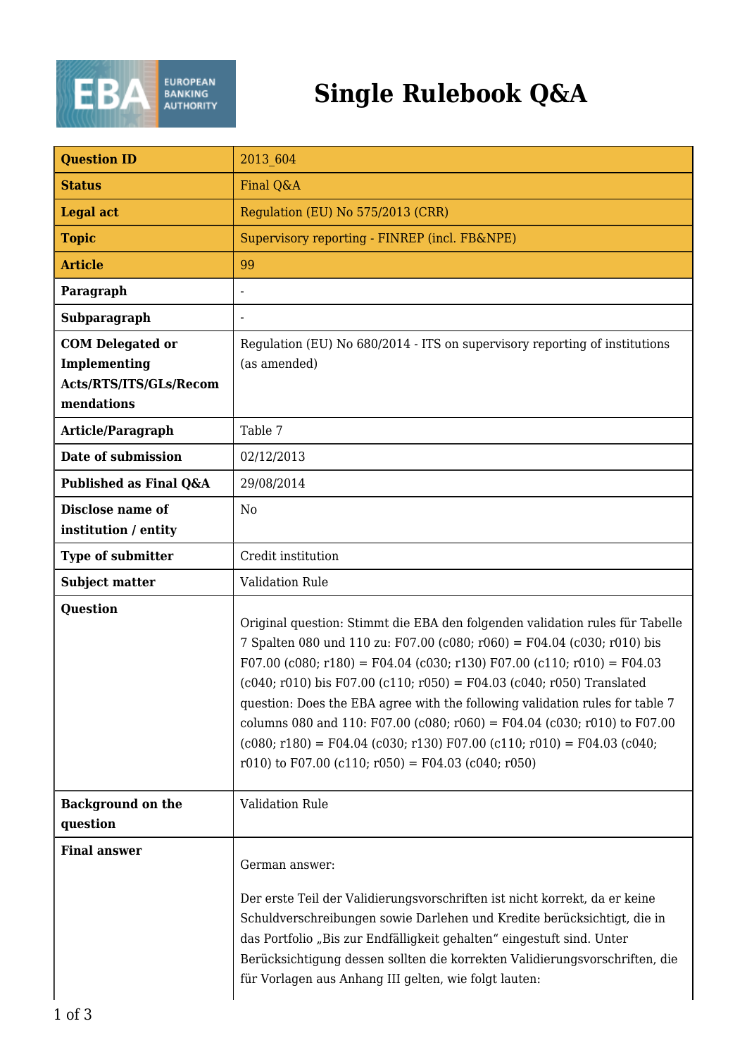# Single Rulebook Q&A

| Question ID | 2013_604 |
|---|---|
| Status | Final Q&A |
| Legal act | Regulation (EU) No 575/2013 (CRR) |
| Topic | Supervisory reporting - FINREP (incl. FB&NPE) |
| Article | 99 |
| Paragraph | - |
| Subparagraph | - |
| COM Delegated or Implementing Acts/RTS/ITS/GLs/Recommendations | Regulation (EU) No 680/2014 - ITS on supervisory reporting of institutions (as amended) |
| Article/Paragraph | Table 7 |
| Date of submission | 02/12/2013 |
| Published as Final Q&A | 29/08/2014 |
| Disclose name of institution / entity | No |
| Type of submitter | Credit institution |
| Subject matter | Validation Rule |
| Question | Original question: Stimmt die EBA den folgenden validation rules für Tabelle 7 Spalten 080 und 110 zu: F07.00 (c080; r060) = F04.04 (c030; r010) bis F07.00 (c080; r180) = F04.04 (c030; r130) F07.00 (c110; r010) = F04.03 (c040; r010) bis F07.00 (c110; r050) = F04.03 (c040; r050) Translated question: Does the EBA agree with the following validation rules for table 7 columns 080 and 110: F07.00 (c080; r060) = F04.04 (c030; r010) to F07.00 (c080; r180) = F04.04 (c030; r130) F07.00 (c110; r010) = F04.03 (c040; r010) to F07.00 (c110; r050) = F04.03 (c040; r050) |
| Background on the question | Validation Rule |
| Final answer | German answer:<br><br>Der erste Teil der Validierungsvorschriften ist nicht korrekt, da er keine Schuldverschreibungen sowie Darlehen und Kredite berücksichtigt, die in das Portfolio „Bis zur Endfälligkeit gehalten“ eingestuft sind. Unter Berücksichtigung dessen sollten die korrekten Validierungsvorschriften, die für Vorlagen aus Anhang III gelten, wie folgt lauten: |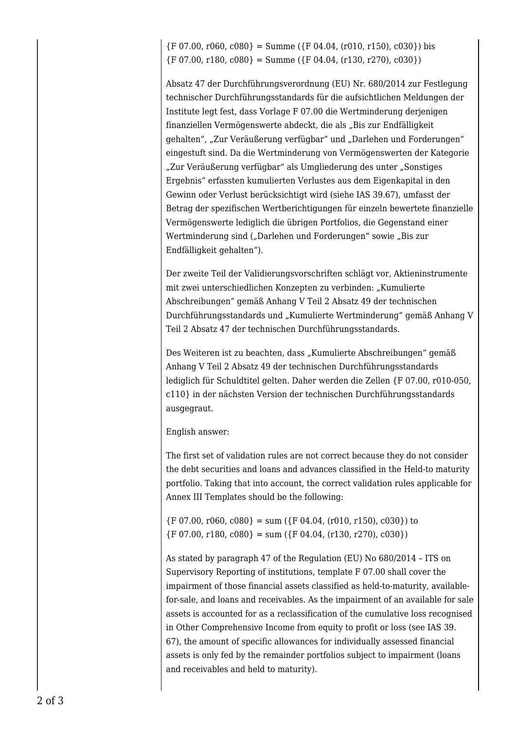{F 07.00, r060, c080} = Summe ({F 04.04, (r010, r150), c030}) bis {F 07.00, r180, c080} = Summe ({F 04.04, (r130, r270), c030})

Absatz 47 der Durchführungsverordnung (EU) Nr. 680/2014 zur Festlegung technischer Durchführungsstandards für die aufsichtlichen Meldungen der Institute legt fest, dass Vorlage F 07.00 die Wertminderung derjenigen finanziellen Vermögenswerte abdeckt, die als „Bis zur Endfälligkeit gehalten", „Zur Veräußerung verfügbar" und „Darlehen und Forderungen" eingestuft sind. Da die Wertminderung von Vermögenswerten der Kategorie „Zur Veräußerung verfügbar" als Umgliederung des unter „Sonstiges Ergebnis" erfassten kumulierten Verlustes aus dem Eigenkapital in den Gewinn oder Verlust berücksichtigt wird (siehe IAS 39.67), umfasst der Betrag der spezifischen Wertberichtigungen für einzeln bewertete finanzielle Vermögenswerte lediglich die übrigen Portfolios, die Gegenstand einer Wertminderung sind („Darlehen und Forderungen" sowie „Bis zur Endfälligkeit gehalten").

Der zweite Teil der Validierungsvorschriften schlägt vor, Aktieninstrumente mit zwei unterschiedlichen Konzepten zu verbinden: „Kumulierte Abschreibungen" gemäß Anhang V Teil 2 Absatz 49 der technischen Durchführungsstandards und „Kumulierte Wertminderung" gemäß Anhang V Teil 2 Absatz 47 der technischen Durchführungsstandards.

Des Weiteren ist zu beachten, dass „Kumulierte Abschreibungen" gemäß Anhang V Teil 2 Absatz 49 der technischen Durchführungsstandards lediglich für Schuldtitel gelten. Daher werden die Zellen {F 07.00, r010-050, c110} in der nächsten Version der technischen Durchführungsstandards ausgegraut.

English answer:

The first set of validation rules are not correct because they do not consider the debt securities and loans and advances classified in the Held-to maturity portfolio. Taking that into account, the correct validation rules applicable for Annex III Templates should be the following:

{F 07.00, r060, c080} = sum ({F 04.04, (r010, r150), c030}) to {F 07.00, r180, c080} = sum ({F 04.04, (r130, r270), c030})

As stated by paragraph 47 of the Regulation (EU) No 680/2014 – ITS on Supervisory Reporting of institutions, template F 07.00 shall cover the impairment of those financial assets classified as held-to-maturity, available-for-sale, and loans and receivables. As the impairment of an available for sale assets is accounted for as a reclassification of the cumulative loss recognised in Other Comprehensive Income from equity to profit or loss (see IAS 39. 67), the amount of specific allowances for individually assessed financial assets is only fed by the remainder portfolios subject to impairment (loans and receivables and held to maturity).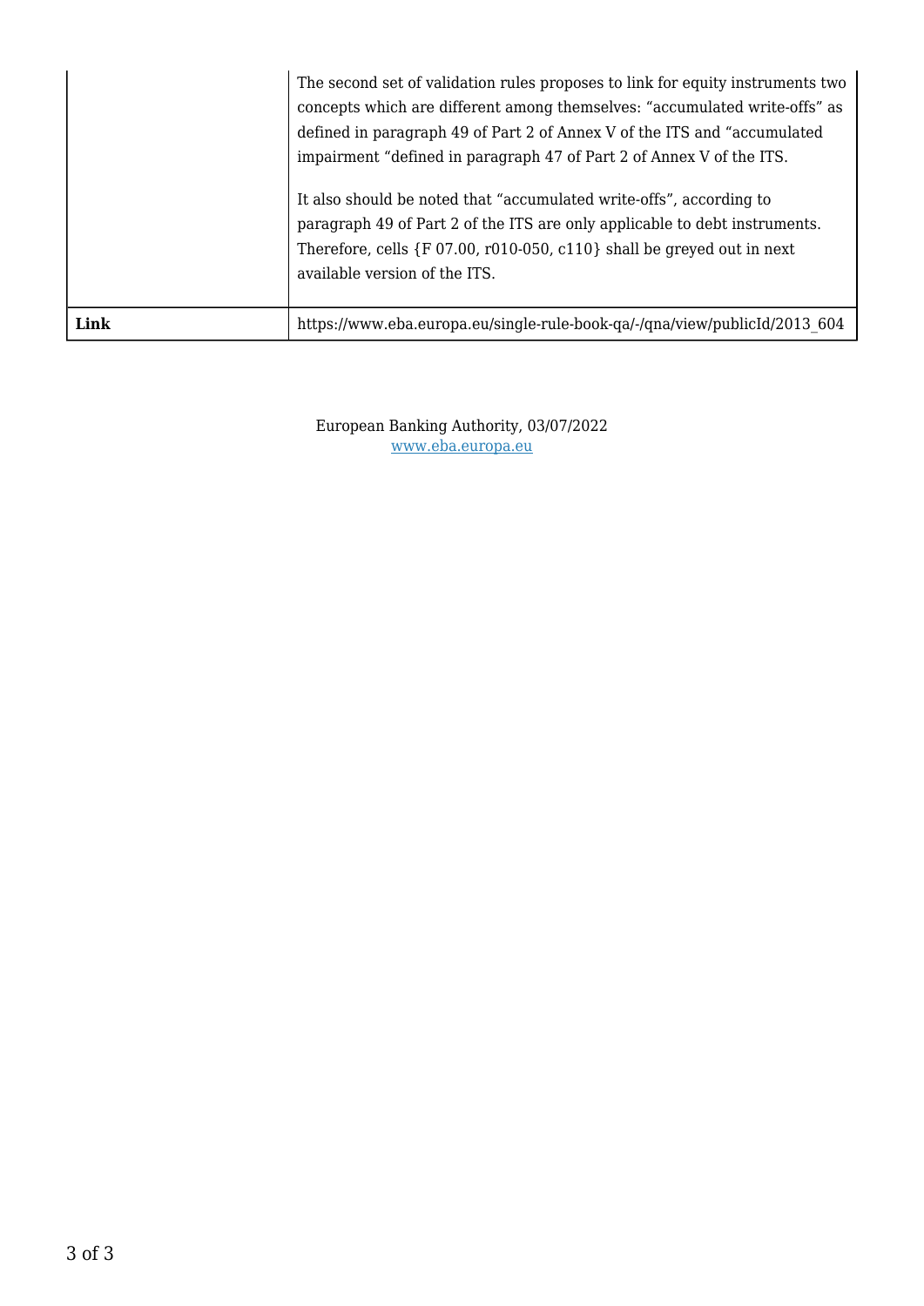| | |
|---|---|
| | The second set of validation rules proposes to link for equity instruments two concepts which are different among themselves: "accumulated write-offs" as defined in paragraph 49 of Part 2 of Annex V of the ITS and "accumulated impairment "defined in paragraph 47 of Part 2 of Annex V of the ITS.<br><br>It also should be noted that "accumulated write-offs", according to paragraph 49 of Part 2 of the ITS are only applicable to debt instruments. Therefore, cells {F 07.00, r010-050, c110} shall be greyed out in next available version of the ITS. |
| **Link** | https://www.eba.europa.eu/single-rule-book-qa/-/qna/view/publicId/2013_604 |

European Banking Authority, 03/07/2022
www.eba.europa.eu